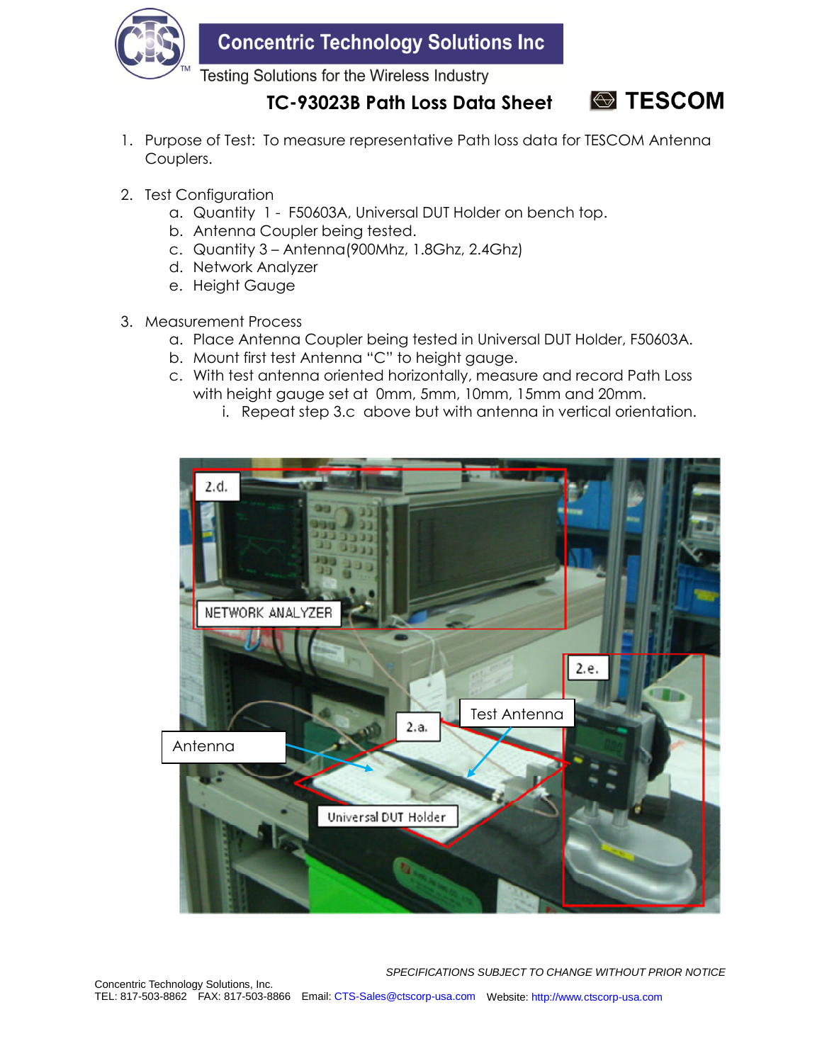# Concentric Technology Solutions Inc

Testing Solutions for the Wireless Industry

## TC-93023B Path Loss Data Sheet

TESCOM

1. Purpose of Test: To measure representative Path loss data for TESCOM Antenna Couplers.

2. Test Configuration
   a. Quantity 1 - F50603A, Universal DUT Holder on bench top.
   b. Antenna Coupler being tested.
   c. Quantity 3 – Antenna(900Mhz, 1.8Ghz, 2.4Ghz)
   d. Network Analyzer
   e. Height Gauge

3. Measurement Process
   a. Place Antenna Coupler being tested in Universal DUT Holder, F50603A.
   b. Mount first test Antenna "C" to height gauge.
   c. With test antenna oriented horizontally, measure and record Path Loss with height gauge set at 0mm, 5mm, 10mm, 15mm and 20mm.
      i. Repeat step 3.c above but with antenna in vertical orientation.

2.d. NETWORK ANALYZER

2.e.

Test Antenna

2.a.

Antenna

Universal DUT Holder

*SPECIFICATIONS SUBJECT TO CHANGE WITHOUT PRIOR NOTICE*

Concentric Technology Solutions, Inc.
TEL: 817-503-8862 FAX: 817-503-8866 Email: CTS-Sales@ctscorp-usa.com Website: http://www.ctscorp-usa.com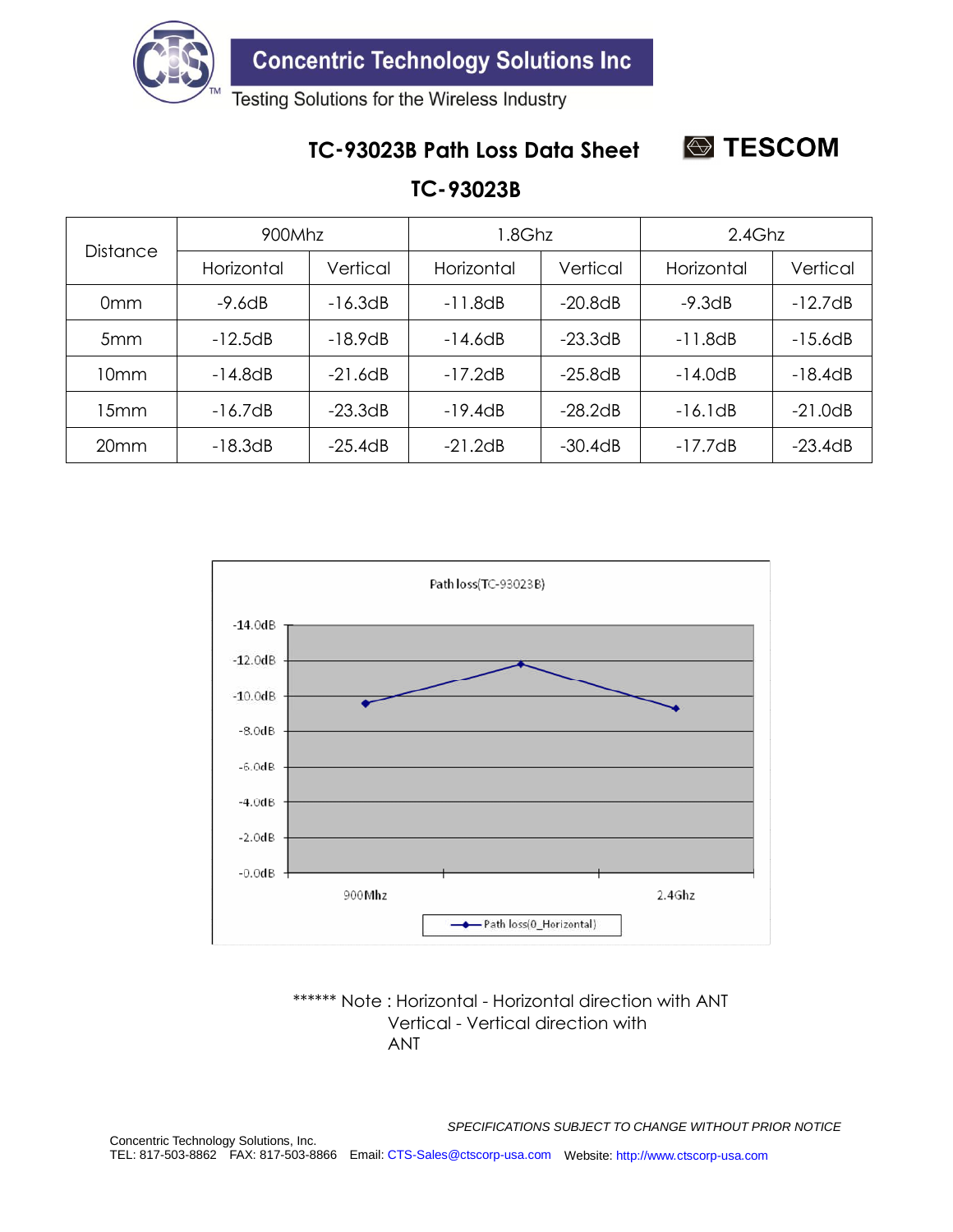# TC-93023B Path Loss Data Sheet

**TESCOM**

## TC-93023B

| Distance | 900Mhz | | 1.8Ghz | | 2.4Ghz | |
|---|---|---|---|---|---|---|
| | Horizontal | Vertical | Horizontal | Vertical | Horizontal | Vertical |
| 0mm | -9.6dB | -16.3dB | -11.8dB | -20.8dB | -9.3dB | -12.7dB |
| 5mm | -12.5dB | -18.9dB | -14.6dB | -23.3dB | -11.8dB | -15.6dB |
| 10mm | -14.8dB | -21.6dB | -17.2dB | -25.8dB | -14.0dB | -18.4dB |
| 15mm | -16.7dB | -23.3dB | -19.4dB | -28.2dB | -16.1dB | -21.0dB |
| 20mm | -18.3dB | -25.4dB | -21.2dB | -30.4dB | -17.7dB | -23.4dB |

Path loss(TC-93023B)

-14.0dB
-12.0dB
-10.0dB
-8.0dB
-6.0dB
-4.0dB
-2.0dB
-0.0dB

900Mhz
2.4Ghz

Path loss(0_Horizontal)

****** Note : Horizontal - Horizontal direction with ANT
Vertical - Vertical direction with ANT

*SPECIFICATIONS SUBJECT TO CHANGE WITHOUT PRIOR NOTICE*

Concentric Technology Solutions, Inc.
TEL: 817-503-8862 FAX: 817-503-8866 Email: CTS-Sales@ctscorp-usa.com Website: http://www.ctscorp-usa.com